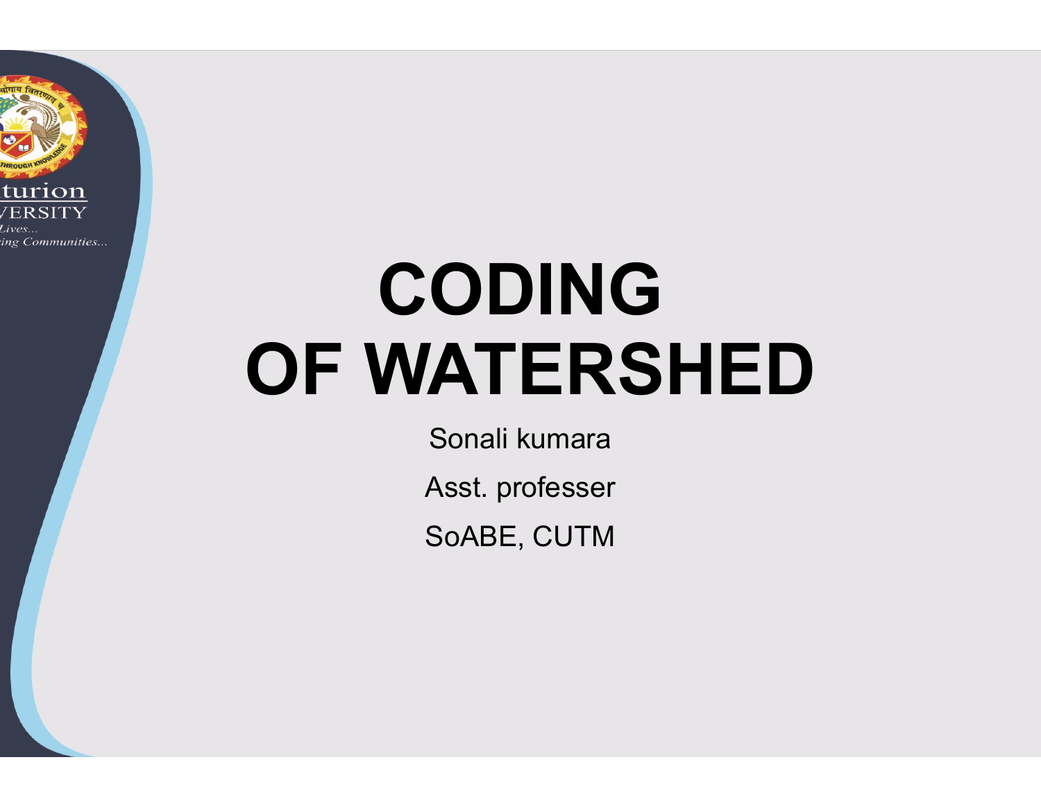# CODING OF WATERSHED

Sonali kumara

Asst. professer

SoABE, CUTM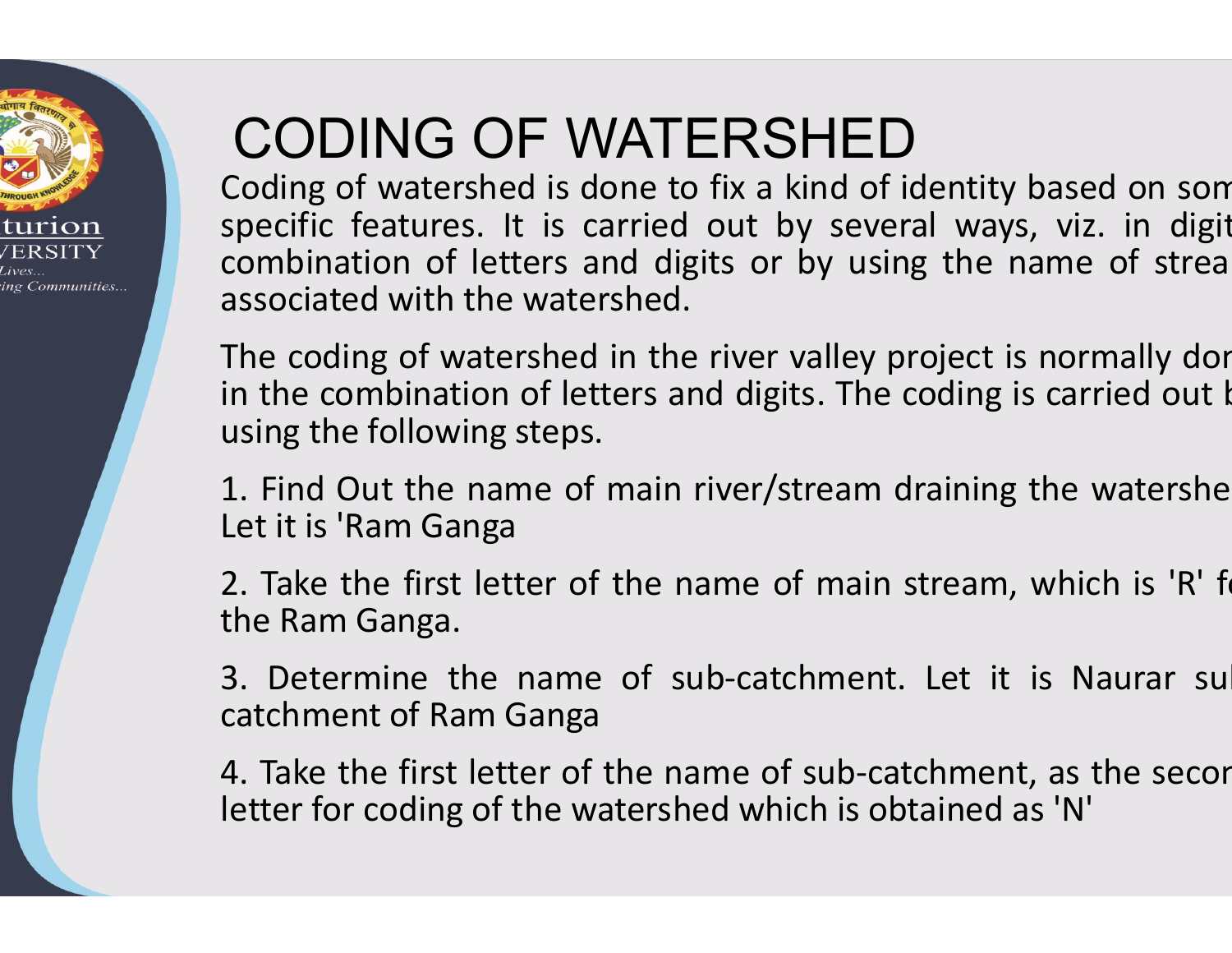# CODING OF WATERSHED

Coding of watershed is done to fix a kind of identity based on som specific features. It is carried out by several ways, viz. in digit combination of letters and digits or by using the name of strea associated with the watershed.

The coding of watershed in the river valley project is normally dor in the combination of letters and digits. The coding is carried out b using the following steps.

1. Find Out the name of main river/stream draining the watershe Let it is 'Ram Ganga

2. Take the first letter of the name of main stream, which is 'R' f the Ram Ganga.

3. Determine the name of sub-catchment. Let it is Naurar sul catchment of Ram Ganga

4. Take the first letter of the name of sub-catchment, as the secor letter for coding of the watershed which is obtained as 'N'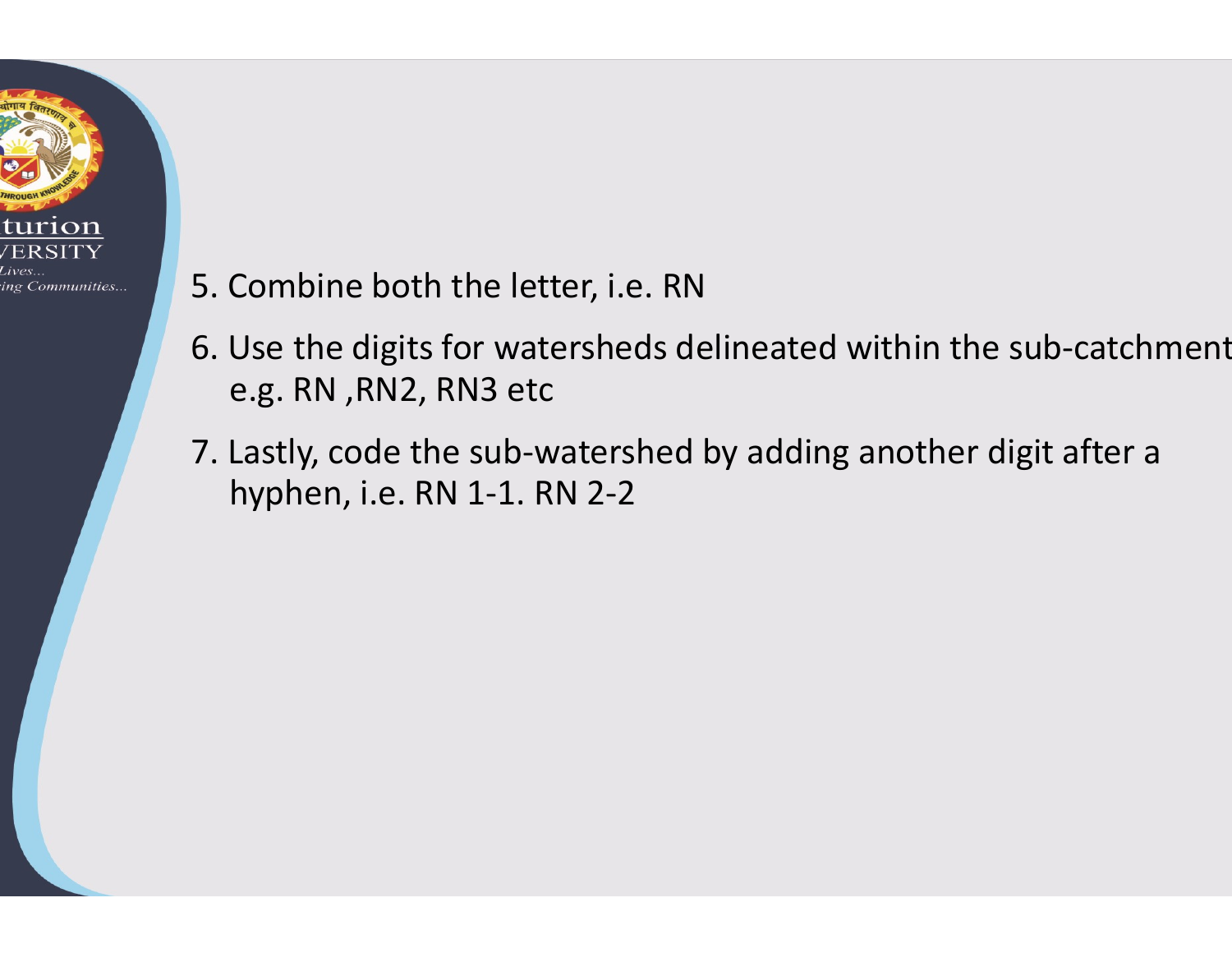5. Combine both the letter, i.e. RN
6. Use the digits for watersheds delineated within the sub-catchment e.g. RN ,RN2, RN3 etc
7. Lastly, code the sub-watershed by adding another digit after a hyphen, i.e. RN 1-1. RN 2-2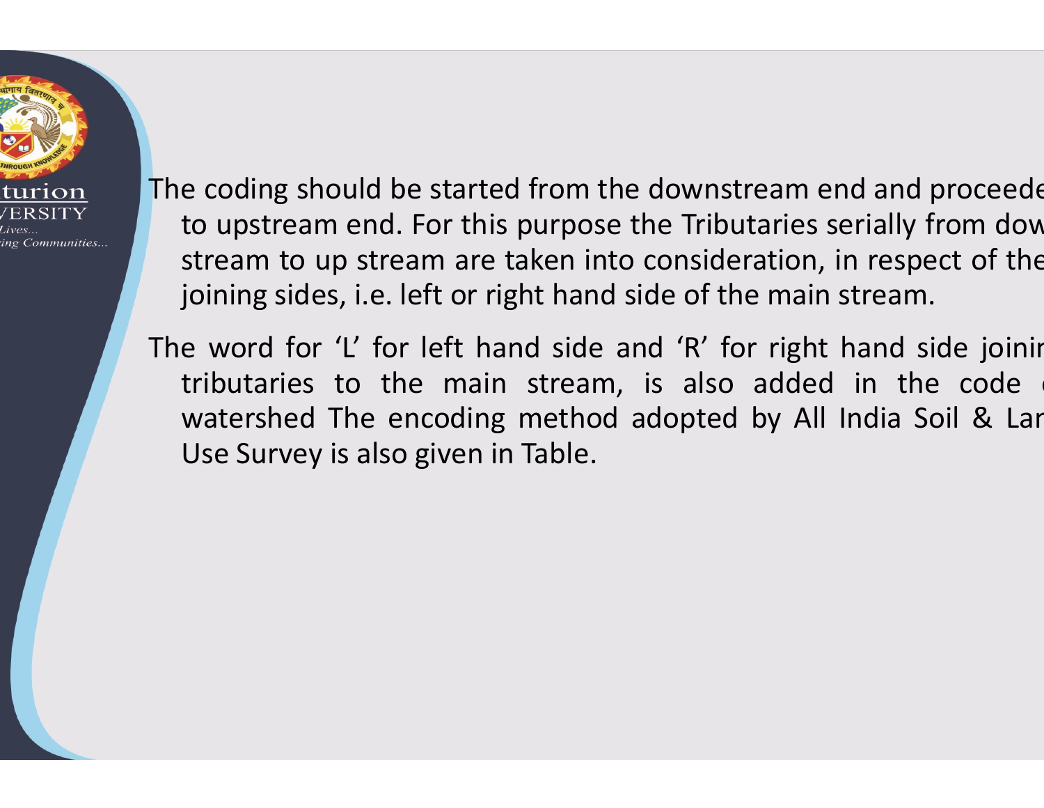The coding should be started from the downstream end and proceede to upstream end. For this purpose the Tributaries serially from dow stream to up stream are taken into consideration, in respect of the joining sides, i.e. left or right hand side of the main stream.

The word for 'L' for left hand side and 'R' for right hand side joinin tributaries to the main stream, is also added in the code watershed The encoding method adopted by All India Soil & Lar Use Survey is also given in Table.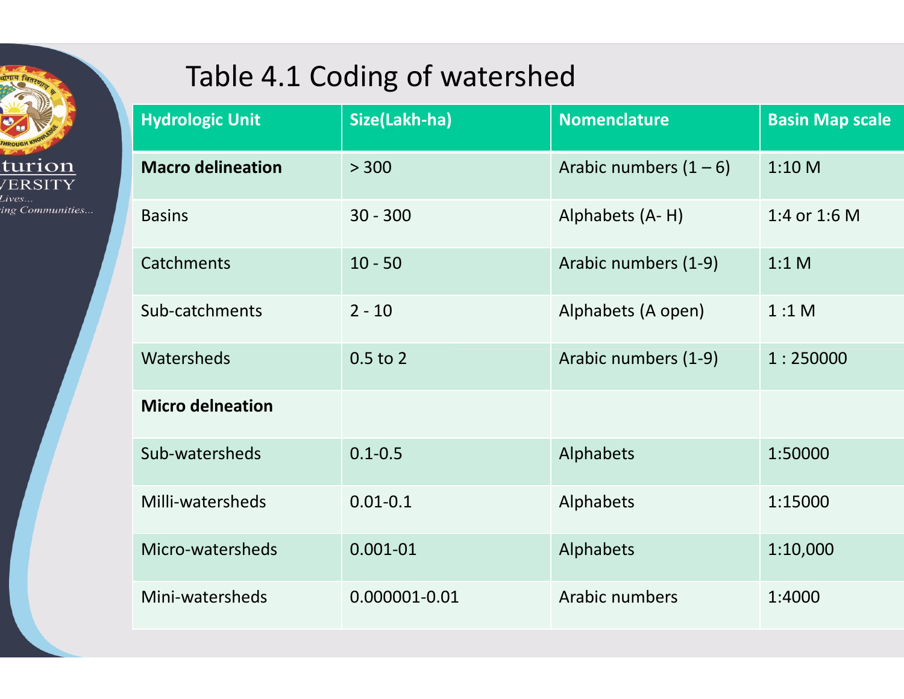# Table 4.1 Coding of watershed

| Hydrologic Unit | Size(Lakh-ha) | Nomenclature | Basin Map scale |
|---|---|---|---|
| **Macro delineation** | > 300 | Arabic numbers (1 – 6) | 1:10 M |
| Basins | 30 - 300 | Alphabets (A- H) | 1:4 or 1:6 M |
| Catchments | 10 - 50 | Arabic numbers (1-9) | 1:1 M |
| Sub-catchments | 2 - 10 | Alphabets (A open) | 1 :1 M |
| Watersheds | 0.5 to 2 | Arabic numbers (1-9) | 1 : 250000 |
| **Micro delneation** | | | |
| Sub-watersheds | 0.1-0.5 | Alphabets | 1:50000 |
| Milli-watersheds | 0.01-0.1 | Alphabets | 1:15000 |
| Micro-watersheds | 0.001-01 | Alphabets | 1:10,000 |
| Mini-watersheds | 0.000001-0.01 | Arabic numbers | 1:4000 |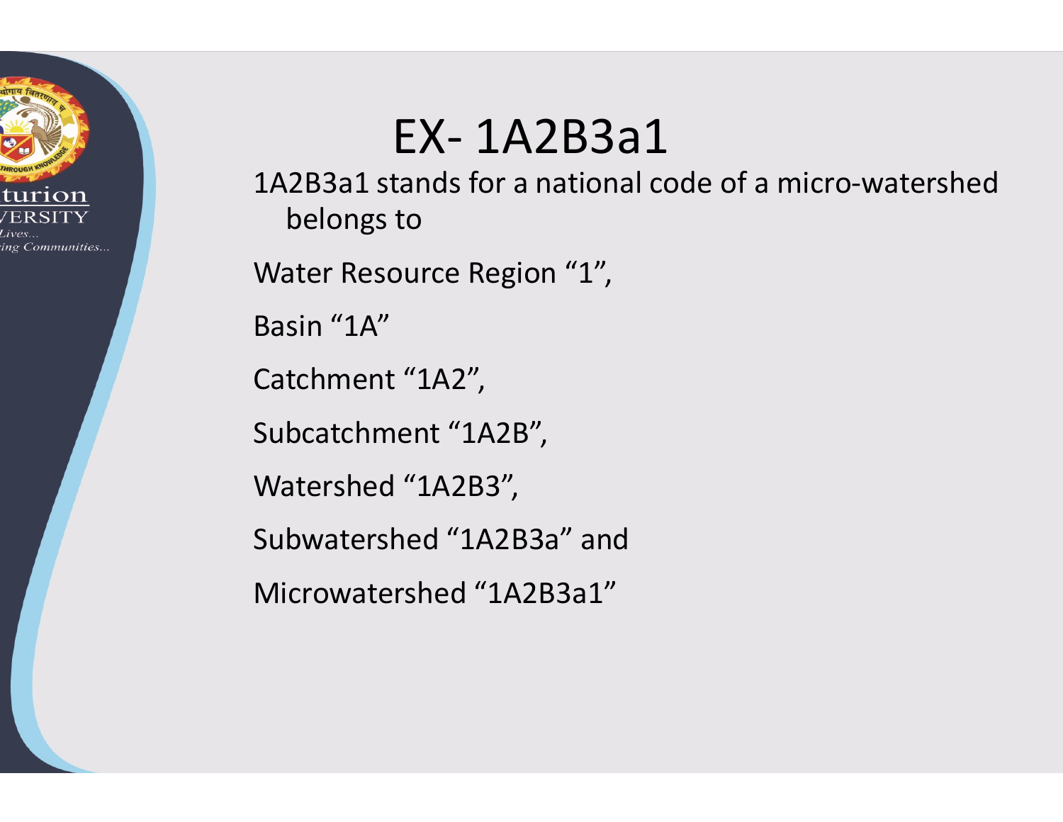# EX- 1A2B3a1

1A2B3a1 stands for a national code of a micro-watershed belongs to

Water Resource Region “1”,

Basin “1A”

Catchment “1A2”,

Subcatchment “1A2B”,

Watershed “1A2B3”,

Subwatershed “1A2B3a” and

Microwatershed “1A2B3a1”